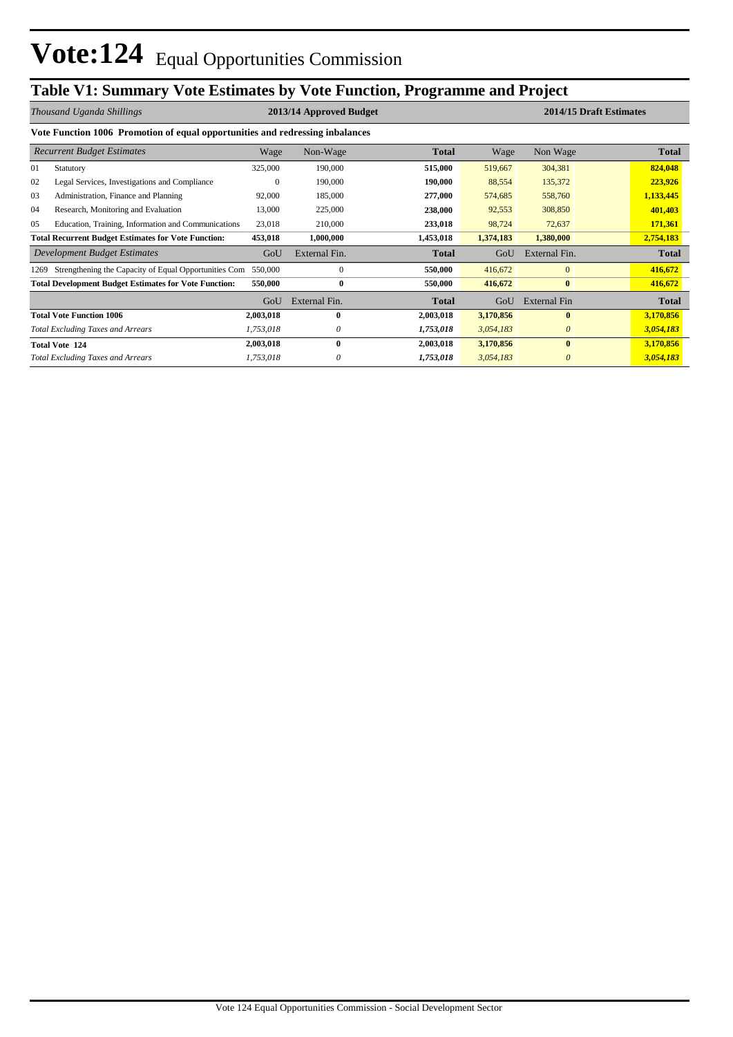# Vote:124 Equal Opportunities Commission

## Table V1: Summary Vote Estimates by Vote Function, Programme and Project

| *Thousand Uganda Shillings* | 2013/14 Approved Budget | | | 2014/15 Draft Estimates | | |
|---|---|---|---|---|---|---|
| **Vote Function 1006 Promotion of equal opportunities and redressing inbalances** | | | | | | |
| *Recurrent Budget Estimates* | Wage | Non-Wage | **Total** | Wage | Non Wage | **Total** |
| 01 Statutory | 325,000 | 190,000 | **515,000** | 519,667 | 304,381 | **824,048** |
| 02 Legal Services, Investigations and Compliance | 0 | 190,000 | **190,000** | 88,554 | 135,372 | **223,926** |
| 03 Administration, Finance and Planning | 92,000 | 185,000 | **277,000** | 574,685 | 558,760 | **1,133,445** |
| 04 Research, Monitoring and Evaluation | 13,000 | 225,000 | **238,000** | 92,553 | 308,850 | **401,403** |
| 05 Education, Training, Information and Communications | 23,018 | 210,000 | **233,018** | 98,724 | 72,637 | **171,361** |
| **Total Recurrent Budget Estimates for Vote Function:** | **453,018** | **1,000,000** | **1,453,018** | **1,374,183** | **1,380,000** | **2,754,183** |
| *Development Budget Estimates* | GoU | External Fin. | **Total** | GoU | External Fin. | **Total** |
| 1269 Strengthening the Capacity of Equal Opportunities Com | 550,000 | 0 | **550,000** | 416,672 | 0 | **416,672** |
| **Total Development Budget Estimates for Vote Function:** | **550,000** | **0** | **550,000** | **416,672** | **0** | **416,672** |
| | GoU | External Fin. | **Total** | GoU | External Fin | **Total** |
| **Total Vote Function 1006** | **2,003,018** | **0** | **2,003,018** | **3,170,856** | **0** | **3,170,856** |
| *Total Excluding Taxes and Arrears* | *1,753,018* | *0* | ***1,753,018*** | *3,054,183* | *0* | ***3,054,183*** |
| **Total Vote 124** | **2,003,018** | **0** | **2,003,018** | **3,170,856** | **0** | **3,170,856** |
| *Total Excluding Taxes and Arrears* | *1,753,018* | *0* | ***1,753,018*** | *3,054,183* | *0* | ***3,054,183*** |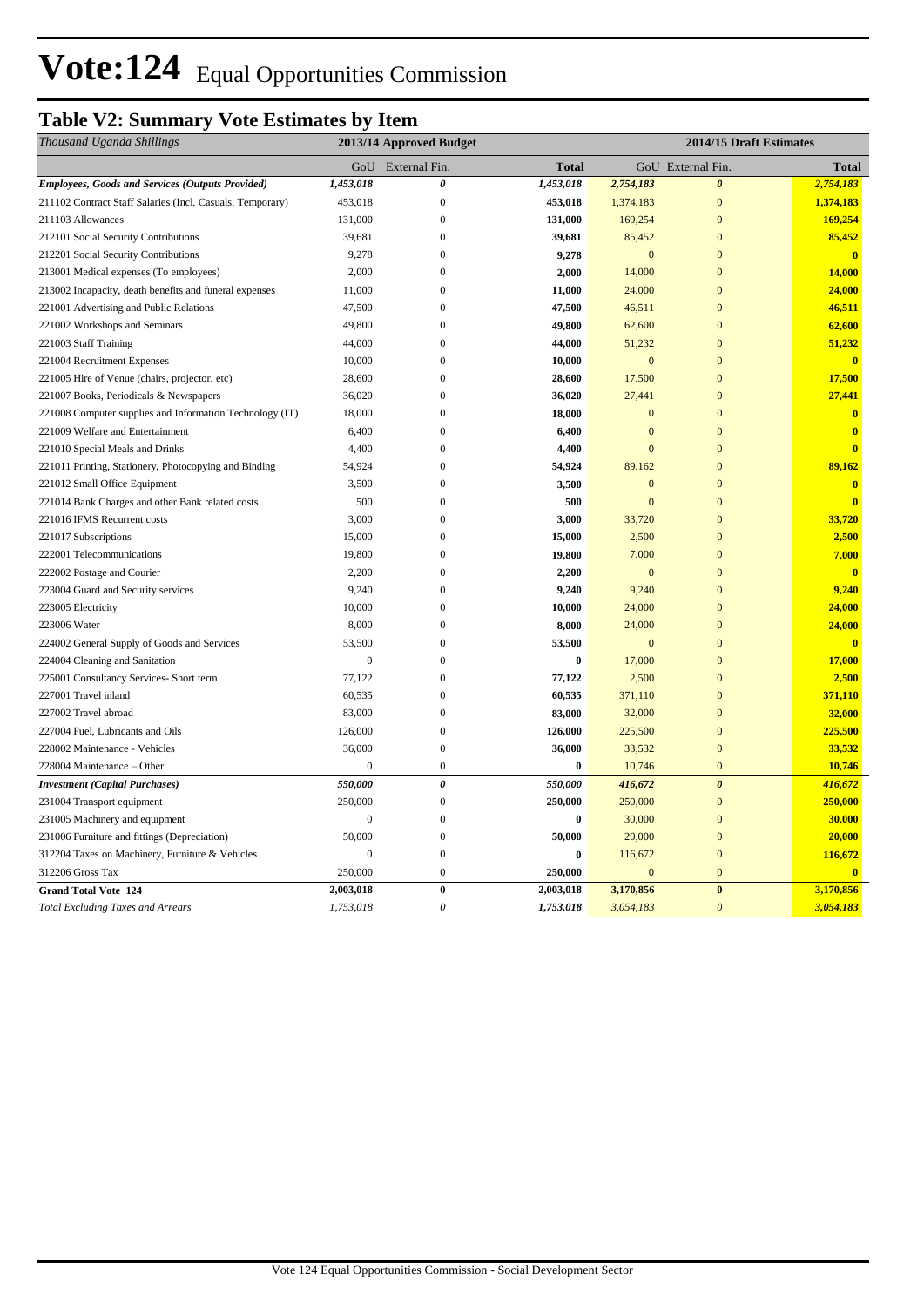# Vote:124 Equal Opportunities Commission

## Table V2: Summary Vote Estimates by Item

| *Thousand Uganda Shillings* | 2013/14 Approved Budget | | | 2014/15 Draft Estimates | | |
|---|---|---|---|---|---|---|
| | GoU | External Fin. | Total | GoU | External Fin. | Total |
| ***Employees, Goods and Services (Outputs Provided)*** | ***1,453,018*** | ***0*** | ***1,453,018*** | ***2,754,183*** | ***0*** | ***2,754,183*** |
| 211102 Contract Staff Salaries (Incl. Casuals, Temporary) | 453,018 | 0 | **453,018** | 1,374,183 | 0 | **1,374,183** |
| 211103 Allowances | 131,000 | 0 | **131,000** | 169,254 | 0 | **169,254** |
| 212101 Social Security Contributions | 39,681 | 0 | **39,681** | 85,452 | 0 | **85,452** |
| 212201 Social Security Contributions | 9,278 | 0 | **9,278** | 0 | 0 | **0** |
| 213001 Medical expenses (To employees) | 2,000 | 0 | **2,000** | 14,000 | 0 | **14,000** |
| 213002 Incapacity, death benefits and funeral expenses | 11,000 | 0 | **11,000** | 24,000 | 0 | **24,000** |
| 221001 Advertising and Public Relations | 47,500 | 0 | **47,500** | 46,511 | 0 | **46,511** |
| 221002 Workshops and Seminars | 49,800 | 0 | **49,800** | 62,600 | 0 | **62,600** |
| 221003 Staff Training | 44,000 | 0 | **44,000** | 51,232 | 0 | **51,232** |
| 221004 Recruitment Expenses | 10,000 | 0 | **10,000** | 0 | 0 | **0** |
| 221005 Hire of Venue (chairs, projector, etc) | 28,600 | 0 | **28,600** | 17,500 | 0 | **17,500** |
| 221007 Books, Periodicals & Newspapers | 36,020 | 0 | **36,020** | 27,441 | 0 | **27,441** |
| 221008 Computer supplies and Information Technology (IT) | 18,000 | 0 | **18,000** | 0 | 0 | **0** |
| 221009 Welfare and Entertainment | 6,400 | 0 | **6,400** | 0 | 0 | **0** |
| 221010 Special Meals and Drinks | 4,400 | 0 | **4,400** | 0 | 0 | **0** |
| 221011 Printing, Stationery, Photocopying and Binding | 54,924 | 0 | **54,924** | 89,162 | 0 | **89,162** |
| 221012 Small Office Equipment | 3,500 | 0 | **3,500** | 0 | 0 | **0** |
| 221014 Bank Charges and other Bank related costs | 500 | 0 | **500** | 0 | 0 | **0** |
| 221016 IFMS Recurrent costs | 3,000 | 0 | **3,000** | 33,720 | 0 | **33,720** |
| 221017 Subscriptions | 15,000 | 0 | **15,000** | 2,500 | 0 | **2,500** |
| 222001 Telecommunications | 19,800 | 0 | **19,800** | 7,000 | 0 | **7,000** |
| 222002 Postage and Courier | 2,200 | 0 | **2,200** | 0 | 0 | **0** |
| 223004 Guard and Security services | 9,240 | 0 | **9,240** | 9,240 | 0 | **9,240** |
| 223005 Electricity | 10,000 | 0 | **10,000** | 24,000 | 0 | **24,000** |
| 223006 Water | 8,000 | 0 | **8,000** | 24,000 | 0 | **24,000** |
| 224002 General Supply of Goods and Services | 53,500 | 0 | **53,500** | 0 | 0 | **0** |
| 224004 Cleaning and Sanitation | 0 | 0 | **0** | 17,000 | 0 | **17,000** |
| 225001 Consultancy Services- Short term | 77,122 | 0 | **77,122** | 2,500 | 0 | **2,500** |
| 227001 Travel inland | 60,535 | 0 | **60,535** | 371,110 | 0 | **371,110** |
| 227002 Travel abroad | 83,000 | 0 | **83,000** | 32,000 | 0 | **32,000** |
| 227004 Fuel, Lubricants and Oils | 126,000 | 0 | **126,000** | 225,500 | 0 | **225,500** |
| 228002 Maintenance - Vehicles | 36,000 | 0 | **36,000** | 33,532 | 0 | **33,532** |
| 228004 Maintenance – Other | 0 | 0 | **0** | 10,746 | 0 | **10,746** |
| ***Investment (Capital Purchases)*** | ***550,000*** | ***0*** | ***550,000*** | ***416,672*** | ***0*** | ***416,672*** |
| 231004 Transport equipment | 250,000 | 0 | **250,000** | 250,000 | 0 | **250,000** |
| 231005 Machinery and equipment | 0 | 0 | **0** | 30,000 | 0 | **30,000** |
| 231006 Furniture and fittings (Depreciation) | 50,000 | 0 | **50,000** | 20,000 | 0 | **20,000** |
| 312204 Taxes on Machinery, Furniture & Vehicles | 0 | 0 | **0** | 116,672 | 0 | **116,672** |
| 312206 Gross Tax | 250,000 | 0 | **250,000** | 0 | 0 | **0** |
| **Grand Total Vote 124** | **2,003,018** | **0** | **2,003,018** | **3,170,856** | **0** | **3,170,856** |
| *Total Excluding Taxes and Arrears* | *1,753,018* | *0* | *1,753,018* | *3,054,183* | *0* | *3,054,183* |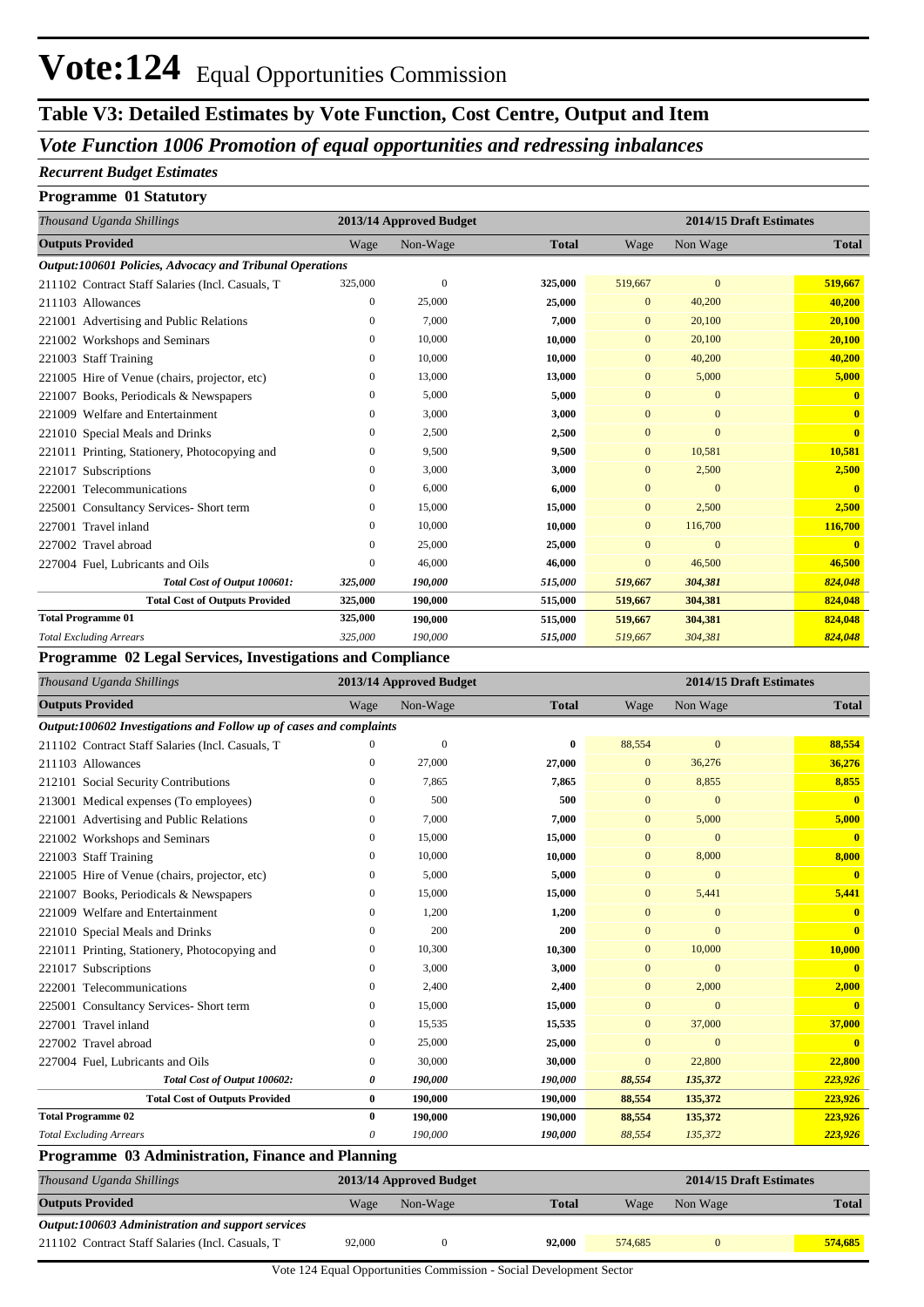# Vote:124 Equal Opportunities Commission

## Table V3: Detailed Estimates by Vote Function, Cost Centre, Output and Item

### *Vote Function 1006 Promotion of equal opportunities and redressing inbalances*

***Recurrent Budget Estimates***

**Programme 01 Statutory**

| *Thousand Uganda Shillings* | 2013/14 Approved Budget | | | 2014/15 Draft Estimates | | |
|---|---|---|---|---|---|---|
| **Outputs Provided** | Wage | Non-Wage | **Total** | Wage | Non Wage | **Total** |
| ***Output:100601 Policies, Advocacy and Tribunal Operations*** | | | | | | |
| 211102 Contract Staff Salaries (Incl. Casuals, T | 325,000 | 0 | **325,000** | 519,667 | 0 | **519,667** |
| 211103 Allowances | 0 | 25,000 | **25,000** | 0 | 40,200 | **40,200** |
| 221001 Advertising and Public Relations | 0 | 7,000 | **7,000** | 0 | 20,100 | **20,100** |
| 221002 Workshops and Seminars | 0 | 10,000 | **10,000** | 0 | 20,100 | **20,100** |
| 221003 Staff Training | 0 | 10,000 | **10,000** | 0 | 40,200 | **40,200** |
| 221005 Hire of Venue (chairs, projector, etc) | 0 | 13,000 | **13,000** | 0 | 5,000 | **5,000** |
| 221007 Books, Periodicals & Newspapers | 0 | 5,000 | **5,000** | 0 | 0 | **0** |
| 221009 Welfare and Entertainment | 0 | 3,000 | **3,000** | 0 | 0 | **0** |
| 221010 Special Meals and Drinks | 0 | 2,500 | **2,500** | 0 | 0 | **0** |
| 221011 Printing, Stationery, Photocopying and | 0 | 9,500 | **9,500** | 0 | 10,581 | **10,581** |
| 221017 Subscriptions | 0 | 3,000 | **3,000** | 0 | 2,500 | **2,500** |
| 222001 Telecommunications | 0 | 6,000 | **6,000** | 0 | 0 | **0** |
| 225001 Consultancy Services- Short term | 0 | 15,000 | **15,000** | 0 | 2,500 | **2,500** |
| 227001 Travel inland | 0 | 10,000 | **10,000** | 0 | 116,700 | **116,700** |
| 227002 Travel abroad | 0 | 25,000 | **25,000** | 0 | 0 | **0** |
| 227004 Fuel, Lubricants and Oils | 0 | 46,000 | **46,000** | 0 | 46,500 | **46,500** |
| ***Total Cost of Output 100601:*** | ***325,000*** | ***190,000*** | ***515,000*** | ***519,667*** | ***304,381*** | ***824,048*** |
| **Total Cost of Outputs Provided** | **325,000** | **190,000** | **515,000** | **519,667** | **304,381** | **824,048** |
| **Total Programme 01** | **325,000** | **190,000** | **515,000** | **519,667** | **304,381** | **824,048** |
| *Total Excluding Arrears* | *325,000* | *190,000* | *515,000* | *519,667* | *304,381* | *824,048* |

**Programme 02 Legal Services, Investigations and Compliance**

| *Thousand Uganda Shillings* | 2013/14 Approved Budget | | | 2014/15 Draft Estimates | | |
|---|---|---|---|---|---|---|
| **Outputs Provided** | Wage | Non-Wage | **Total** | Wage | Non Wage | **Total** |
| ***Output:100602 Investigations and Follow up of cases and complaints*** | | | | | | |
| 211102 Contract Staff Salaries (Incl. Casuals, T | 0 | 0 | **0** | 88,554 | 0 | **88,554** |
| 211103 Allowances | 0 | 27,000 | **27,000** | 0 | 36,276 | **36,276** |
| 212101 Social Security Contributions | 0 | 7,865 | **7,865** | 0 | 8,855 | **8,855** |
| 213001 Medical expenses (To employees) | 0 | 500 | **500** | 0 | 0 | **0** |
| 221001 Advertising and Public Relations | 0 | 7,000 | **7,000** | 0 | 5,000 | **5,000** |
| 221002 Workshops and Seminars | 0 | 15,000 | **15,000** | 0 | 0 | **0** |
| 221003 Staff Training | 0 | 10,000 | **10,000** | 0 | 8,000 | **8,000** |
| 221005 Hire of Venue (chairs, projector, etc) | 0 | 5,000 | **5,000** | 0 | 0 | **0** |
| 221007 Books, Periodicals & Newspapers | 0 | 15,000 | **15,000** | 0 | 5,441 | **5,441** |
| 221009 Welfare and Entertainment | 0 | 1,200 | **1,200** | 0 | 0 | **0** |
| 221010 Special Meals and Drinks | 0 | 200 | **200** | 0 | 0 | **0** |
| 221011 Printing, Stationery, Photocopying and | 0 | 10,300 | **10,300** | 0 | 10,000 | **10,000** |
| 221017 Subscriptions | 0 | 3,000 | **3,000** | 0 | 0 | **0** |
| 222001 Telecommunications | 0 | 2,400 | **2,400** | 0 | 2,000 | **2,000** |
| 225001 Consultancy Services- Short term | 0 | 15,000 | **15,000** | 0 | 0 | **0** |
| 227001 Travel inland | 0 | 15,535 | **15,535** | 0 | 37,000 | **37,000** |
| 227002 Travel abroad | 0 | 25,000 | **25,000** | 0 | 0 | **0** |
| 227004 Fuel, Lubricants and Oils | 0 | 30,000 | **30,000** | 0 | 22,800 | **22,800** |
| ***Total Cost of Output 100602:*** | ***0*** | ***190,000*** | ***190,000*** | ***88,554*** | ***135,372*** | ***223,926*** |
| **Total Cost of Outputs Provided** | **0** | **190,000** | **190,000** | **88,554** | **135,372** | **223,926** |
| **Total Programme 02** | **0** | **190,000** | **190,000** | **88,554** | **135,372** | **223,926** |
| *Total Excluding Arrears* | *0* | *190,000* | *190,000* | *88,554* | *135,372* | *223,926* |

**Programme 03 Administration, Finance and Planning**

| *Thousand Uganda Shillings* | 2013/14 Approved Budget | | | 2014/15 Draft Estimates | | |
|---|---|---|---|---|---|---|
| **Outputs Provided** | Wage | Non-Wage | **Total** | Wage | Non Wage | **Total** |
| ***Output:100603 Administration and support services*** | | | | | | |
| 211102 Contract Staff Salaries (Incl. Casuals, T | 92,000 | 0 | **92,000** | 574,685 | 0 | **574,685** |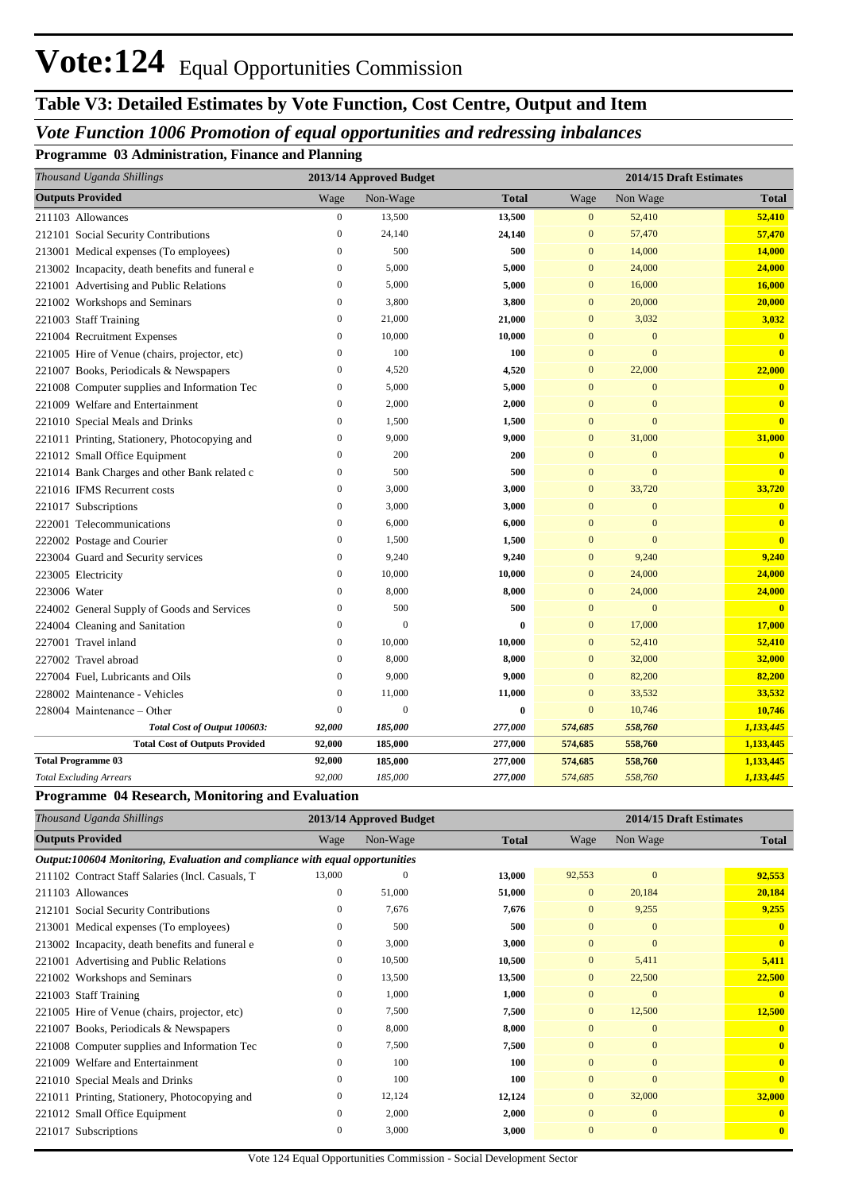# Vote:124 Equal Opportunities Commission

## Table V3: Detailed Estimates by Vote Function, Cost Centre, Output and Item

### *Vote Function 1006 Promotion of equal opportunities and redressing inbalances*

**Programme 03 Administration, Finance and Planning**

| *Thousand Uganda Shillings* | 2013/14 Approved Budget | | | 2014/15 Draft Estimates | | |
|---|---|---|---|---|---|---|
| **Outputs Provided** | Wage | Non-Wage | **Total** | Wage | Non Wage | **Total** |
| 211103 Allowances | 0 | 13,500 | **13,500** | 0 | 52,410 | **52,410** |
| 212101 Social Security Contributions | 0 | 24,140 | **24,140** | 0 | 57,470 | **57,470** |
| 213001 Medical expenses (To employees) | 0 | 500 | **500** | 0 | 14,000 | **14,000** |
| 213002 Incapacity, death benefits and funeral e | 0 | 5,000 | **5,000** | 0 | 24,000 | **24,000** |
| 221001 Advertising and Public Relations | 0 | 5,000 | **5,000** | 0 | 16,000 | **16,000** |
| 221002 Workshops and Seminars | 0 | 3,800 | **3,800** | 0 | 20,000 | **20,000** |
| 221003 Staff Training | 0 | 21,000 | **21,000** | 0 | 3,032 | **3,032** |
| 221004 Recruitment Expenses | 0 | 10,000 | **10,000** | 0 | 0 | **0** |
| 221005 Hire of Venue (chairs, projector, etc) | 0 | 100 | **100** | 0 | 0 | **0** |
| 221007 Books, Periodicals & Newspapers | 0 | 4,520 | **4,520** | 0 | 22,000 | **22,000** |
| 221008 Computer supplies and Information Tec | 0 | 5,000 | **5,000** | 0 | 0 | **0** |
| 221009 Welfare and Entertainment | 0 | 2,000 | **2,000** | 0 | 0 | **0** |
| 221010 Special Meals and Drinks | 0 | 1,500 | **1,500** | 0 | 0 | **0** |
| 221011 Printing, Stationery, Photocopying and | 0 | 9,000 | **9,000** | 0 | 31,000 | **31,000** |
| 221012 Small Office Equipment | 0 | 200 | **200** | 0 | 0 | **0** |
| 221014 Bank Charges and other Bank related c | 0 | 500 | **500** | 0 | 0 | **0** |
| 221016 IFMS Recurrent costs | 0 | 3,000 | **3,000** | 0 | 33,720 | **33,720** |
| 221017 Subscriptions | 0 | 3,000 | **3,000** | 0 | 0 | **0** |
| 222001 Telecommunications | 0 | 6,000 | **6,000** | 0 | 0 | **0** |
| 222002 Postage and Courier | 0 | 1,500 | **1,500** | 0 | 0 | **0** |
| 223004 Guard and Security services | 0 | 9,240 | **9,240** | 0 | 9,240 | **9,240** |
| 223005 Electricity | 0 | 10,000 | **10,000** | 0 | 24,000 | **24,000** |
| 223006 Water | 0 | 8,000 | **8,000** | 0 | 24,000 | **24,000** |
| 224002 General Supply of Goods and Services | 0 | 500 | **500** | 0 | 0 | **0** |
| 224004 Cleaning and Sanitation | 0 | 0 | **0** | 0 | 17,000 | **17,000** |
| 227001 Travel inland | 0 | 10,000 | **10,000** | 0 | 52,410 | **52,410** |
| 227002 Travel abroad | 0 | 8,000 | **8,000** | 0 | 32,000 | **32,000** |
| 227004 Fuel, Lubricants and Oils | 0 | 9,000 | **9,000** | 0 | 82,200 | **82,200** |
| 228002 Maintenance - Vehicles | 0 | 11,000 | **11,000** | 0 | 33,532 | **33,532** |
| 228004 Maintenance – Other | 0 | 0 | **0** | 0 | 10,746 | **10,746** |
| ***Total Cost of Output 100603:*** | ***92,000*** | ***185,000*** | ***277,000*** | ***574,685*** | ***558,760*** | ***1,133,445*** |
| **Total Cost of Outputs Provided** | **92,000** | **185,000** | **277,000** | **574,685** | **558,760** | **1,133,445** |
| **Total Programme 03** | **92,000** | **185,000** | **277,000** | **574,685** | **558,760** | **1,133,445** |
| *Total Excluding Arrears* | *92,000* | *185,000* | *277,000* | *574,685* | *558,760* | *1,133,445* |

**Programme 04 Research, Monitoring and Evaluation**

| *Thousand Uganda Shillings* | 2013/14 Approved Budget | | | 2014/15 Draft Estimates | | |
|---|---|---|---|---|---|---|
| **Outputs Provided** | Wage | Non-Wage | **Total** | Wage | Non Wage | **Total** |
| ***Output:100604 Monitoring, Evaluation and compliance with equal opportunities*** | | | | | | |
| 211102 Contract Staff Salaries (Incl. Casuals, T | 13,000 | 0 | **13,000** | 92,553 | 0 | **92,553** |
| 211103 Allowances | 0 | 51,000 | **51,000** | 0 | 20,184 | **20,184** |
| 212101 Social Security Contributions | 0 | 7,676 | **7,676** | 0 | 9,255 | **9,255** |
| 213001 Medical expenses (To employees) | 0 | 500 | **500** | 0 | 0 | **0** |
| 213002 Incapacity, death benefits and funeral e | 0 | 3,000 | **3,000** | 0 | 0 | **0** |
| 221001 Advertising and Public Relations | 0 | 10,500 | **10,500** | 0 | 5,411 | **5,411** |
| 221002 Workshops and Seminars | 0 | 13,500 | **13,500** | 0 | 22,500 | **22,500** |
| 221003 Staff Training | 0 | 1,000 | **1,000** | 0 | 0 | **0** |
| 221005 Hire of Venue (chairs, projector, etc) | 0 | 7,500 | **7,500** | 0 | 12,500 | **12,500** |
| 221007 Books, Periodicals & Newspapers | 0 | 8,000 | **8,000** | 0 | 0 | **0** |
| 221008 Computer supplies and Information Tec | 0 | 7,500 | **7,500** | 0 | 0 | **0** |
| 221009 Welfare and Entertainment | 0 | 100 | **100** | 0 | 0 | **0** |
| 221010 Special Meals and Drinks | 0 | 100 | **100** | 0 | 0 | **0** |
| 221011 Printing, Stationery, Photocopying and | 0 | 12,124 | **12,124** | 0 | 32,000 | **32,000** |
| 221012 Small Office Equipment | 0 | 2,000 | **2,000** | 0 | 0 | **0** |
| 221017 Subscriptions | 0 | 3,000 | **3,000** | 0 | 0 | **0** |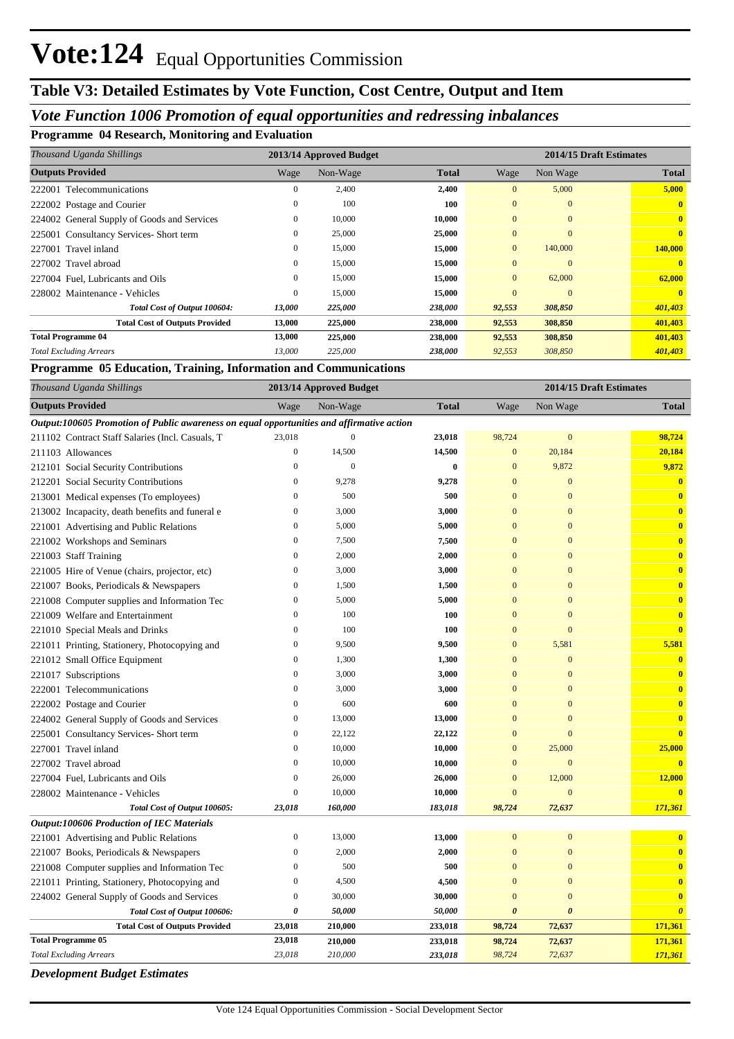# Vote:124 Equal Opportunities Commission

## Table V3: Detailed Estimates by Vote Function, Cost Centre, Output and Item

### *Vote Function 1006 Promotion of equal opportunities and redressing inbalances*

**Programme 04 Research, Monitoring and Evaluation**

| *Thousand Uganda Shillings* | 2013/14 Approved Budget | | | 2014/15 Draft Estimates | | |
|---|---|---|---|---|---|---|
| **Outputs Provided** | Wage | Non-Wage | **Total** | Wage | Non Wage | **Total** |
| 222001 Telecommunications | 0 | 2,400 | **2,400** | 0 | 5,000 | **5,000** |
| 222002 Postage and Courier | 0 | 100 | **100** | 0 | 0 | **0** |
| 224002 General Supply of Goods and Services | 0 | 10,000 | **10,000** | 0 | 0 | **0** |
| 225001 Consultancy Services- Short term | 0 | 25,000 | **25,000** | 0 | 0 | **0** |
| 227001 Travel inland | 0 | 15,000 | **15,000** | 0 | 140,000 | **140,000** |
| 227002 Travel abroad | 0 | 15,000 | **15,000** | 0 | 0 | **0** |
| 227004 Fuel, Lubricants and Oils | 0 | 15,000 | **15,000** | 0 | 62,000 | **62,000** |
| 228002 Maintenance - Vehicles | 0 | 15,000 | **15,000** | 0 | 0 | **0** |
| ***Total Cost of Output 100604:*** | ***13,000*** | ***225,000*** | ***238,000*** | ***92,553*** | ***308,850*** | ***401,403*** |
| **Total Cost of Outputs Provided** | **13,000** | **225,000** | **238,000** | **92,553** | **308,850** | **401,403** |
| **Total Programme 04** | **13,000** | **225,000** | **238,000** | **92,553** | **308,850** | **401,403** |
| *Total Excluding Arrears* | *13,000* | *225,000* | ***238,000*** | *92,553* | *308,850* | ***401,403*** |

**Programme 05 Education, Training, Information and Communications**

| *Thousand Uganda Shillings* | 2013/14 Approved Budget | | | 2014/15 Draft Estimates | | |
|---|---|---|---|---|---|---|
| **Outputs Provided** | Wage | Non-Wage | **Total** | Wage | Non Wage | **Total** |
| ***Output:100605 Promotion of Public awareness on equal opportunities and affirmative action*** | | | | | | |
| 211102 Contract Staff Salaries (Incl. Casuals, T | 23,018 | 0 | **23,018** | 98,724 | 0 | **98,724** |
| 211103 Allowances | 0 | 14,500 | **14,500** | 0 | 20,184 | **20,184** |
| 212101 Social Security Contributions | 0 | 0 | **0** | 0 | 9,872 | **9,872** |
| 212201 Social Security Contributions | 0 | 9,278 | **9,278** | 0 | 0 | **0** |
| 213001 Medical expenses (To employees) | 0 | 500 | **500** | 0 | 0 | **0** |
| 213002 Incapacity, death benefits and funeral e | 0 | 3,000 | **3,000** | 0 | 0 | **0** |
| 221001 Advertising and Public Relations | 0 | 5,000 | **5,000** | 0 | 0 | **0** |
| 221002 Workshops and Seminars | 0 | 7,500 | **7,500** | 0 | 0 | **0** |
| 221003 Staff Training | 0 | 2,000 | **2,000** | 0 | 0 | **0** |
| 221005 Hire of Venue (chairs, projector, etc) | 0 | 3,000 | **3,000** | 0 | 0 | **0** |
| 221007 Books, Periodicals & Newspapers | 0 | 1,500 | **1,500** | 0 | 0 | **0** |
| 221008 Computer supplies and Information Tec | 0 | 5,000 | **5,000** | 0 | 0 | **0** |
| 221009 Welfare and Entertainment | 0 | 100 | **100** | 0 | 0 | **0** |
| 221010 Special Meals and Drinks | 0 | 100 | **100** | 0 | 0 | **0** |
| 221011 Printing, Stationery, Photocopying and | 0 | 9,500 | **9,500** | 0 | 5,581 | **5,581** |
| 221012 Small Office Equipment | 0 | 1,300 | **1,300** | 0 | 0 | **0** |
| 221017 Subscriptions | 0 | 3,000 | **3,000** | 0 | 0 | **0** |
| 222001 Telecommunications | 0 | 3,000 | **3,000** | 0 | 0 | **0** |
| 222002 Postage and Courier | 0 | 600 | **600** | 0 | 0 | **0** |
| 224002 General Supply of Goods and Services | 0 | 13,000 | **13,000** | 0 | 0 | **0** |
| 225001 Consultancy Services- Short term | 0 | 22,122 | **22,122** | 0 | 0 | **0** |
| 227001 Travel inland | 0 | 10,000 | **10,000** | 0 | 25,000 | **25,000** |
| 227002 Travel abroad | 0 | 10,000 | **10,000** | 0 | 0 | **0** |
| 227004 Fuel, Lubricants and Oils | 0 | 26,000 | **26,000** | 0 | 12,000 | **12,000** |
| 228002 Maintenance - Vehicles | 0 | 10,000 | **10,000** | 0 | 0 | **0** |
| ***Total Cost of Output 100605:*** | ***23,018*** | ***160,000*** | ***183,018*** | ***98,724*** | ***72,637*** | ***171,361*** |
| ***Output:100606 Production of IEC Materials*** | | | | | | |
| 221001 Advertising and Public Relations | 0 | 13,000 | **13,000** | 0 | 0 | **0** |
| 221007 Books, Periodicals & Newspapers | 0 | 2,000 | **2,000** | 0 | 0 | **0** |
| 221008 Computer supplies and Information Tec | 0 | 500 | **500** | 0 | 0 | **0** |
| 221011 Printing, Stationery, Photocopying and | 0 | 4,500 | **4,500** | 0 | 0 | **0** |
| 224002 General Supply of Goods and Services | 0 | 30,000 | **30,000** | 0 | 0 | **0** |
| ***Total Cost of Output 100606:*** | ***0*** | ***50,000*** | ***50,000*** | ***0*** | ***0*** | ***0*** |
| **Total Cost of Outputs Provided** | **23,018** | **210,000** | **233,018** | **98,724** | **72,637** | **171,361** |
| **Total Programme 05** | **23,018** | **210,000** | **233,018** | **98,724** | **72,637** | **171,361** |
| *Total Excluding Arrears* | *23,018* | *210,000* | ***233,018*** | *98,724* | *72,637* | ***171,361*** |

***Development Budget Estimates***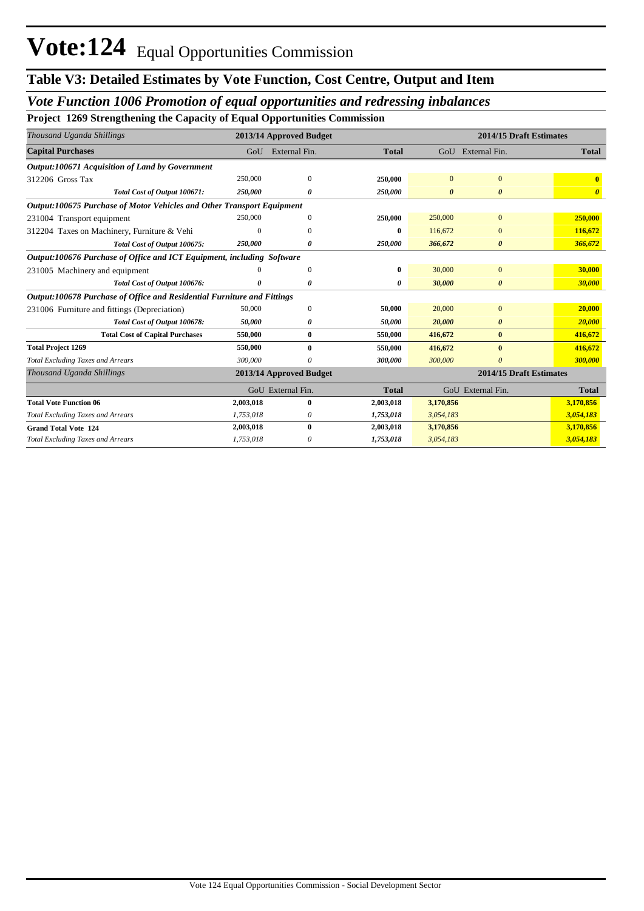# Vote:124 Equal Opportunities Commission

## Table V3: Detailed Estimates by Vote Function, Cost Centre, Output and Item

### *Vote Function 1006 Promotion of equal opportunities and redressing inbalances*

**Project 1269 Strengthening the Capacity of Equal Opportunities Commission**

| *Thousand Uganda Shillings* | 2013/14 Approved Budget | | | 2014/15 Draft Estimates | | |
|---|---|---|---|---|---|---|
| **Capital Purchases** | GoU | External Fin. | **Total** | GoU | External Fin. | **Total** |
| ***Output:100671 Acquisition of Land by Government*** | | | | | | |
| 312206 Gross Tax | 250,000 | 0 | **250,000** | 0 | 0 | **0** |
| ***Total Cost of Output 100671:*** | ***250,000*** | ***0*** | ***250,000*** | ***0*** | ***0*** | ***0*** |
| ***Output:100675 Purchase of Motor Vehicles and Other Transport Equipment*** | | | | | | |
| 231004 Transport equipment | 250,000 | 0 | **250,000** | 250,000 | 0 | **250,000** |
| 312204 Taxes on Machinery, Furniture & Vehi | 0 | 0 | **0** | 116,672 | 0 | **116,672** |
| ***Total Cost of Output 100675:*** | ***250,000*** | ***0*** | ***250,000*** | ***366,672*** | ***0*** | ***366,672*** |
| ***Output:100676 Purchase of Office and ICT Equipment, including Software*** | | | | | | |
| 231005 Machinery and equipment | 0 | 0 | **0** | 30,000 | 0 | **30,000** |
| ***Total Cost of Output 100676:*** | ***0*** | ***0*** | ***0*** | ***30,000*** | ***0*** | ***30,000*** |
| ***Output:100678 Purchase of Office and Residential Furniture and Fittings*** | | | | | | |
| 231006 Furniture and fittings (Depreciation) | 50,000 | 0 | **50,000** | 20,000 | 0 | **20,000** |
| ***Total Cost of Output 100678:*** | ***50,000*** | ***0*** | ***50,000*** | ***20,000*** | ***0*** | ***20,000*** |
| **Total Cost of Capital Purchases** | **550,000** | **0** | **550,000** | **416,672** | **0** | **416,672** |
| **Total Project 1269** | **550,000** | **0** | **550,000** | **416,672** | **0** | **416,672** |
| *Total Excluding Taxes and Arrears* | *300,000* | *0* | ***300,000*** | *300,000* | *0* | ***300,000*** |

| *Thousand Uganda Shillings* | 2013/14 Approved Budget | | | 2014/15 Draft Estimates | | |
|---|---|---|---|---|---|---|
| | GoU | External Fin. | **Total** | GoU | External Fin. | **Total** |
| **Total Vote Function 06** | **2,003,018** | **0** | **2,003,018** | **3,170,856** | | **3,170,856** |
| *Total Excluding Taxes and Arrears* | *1,753,018* | *0* | ***1,753,018*** | *3,054,183* | | ***3,054,183*** |
| **Grand Total Vote 124** | **2,003,018** | **0** | **2,003,018** | **3,170,856** | | **3,170,856** |
| *Total Excluding Taxes and Arrears* | *1,753,018* | *0* | ***1,753,018*** | *3,054,183* | | ***3,054,183*** |